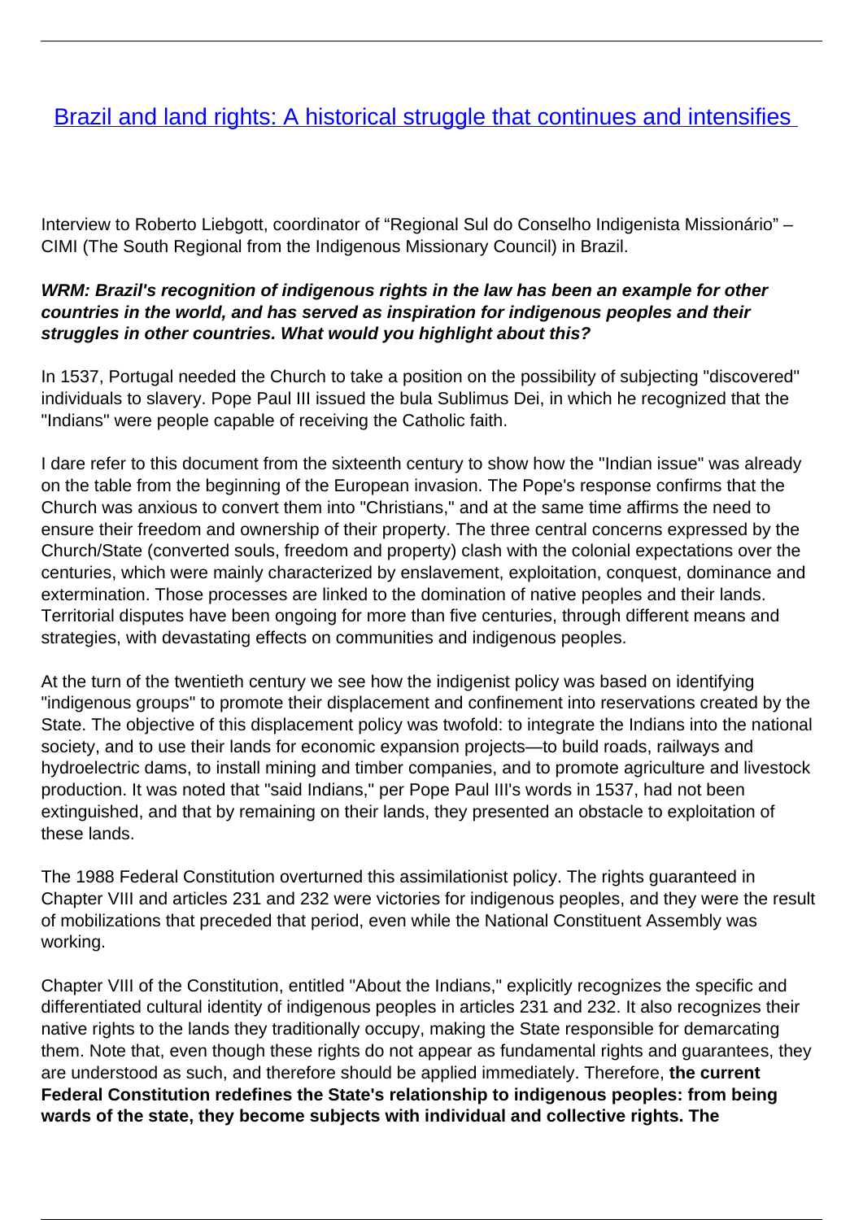# [Brazil and land rights: A historical struggle that continues and intensifies](#)

Interview to Roberto Liebgott, coordinator of "Regional Sul do Conselho Indigenista Missionário" – CIMI (The South Regional from the Indigenous Missionary Council) in Brazil.

***WRM: Brazil's recognition of indigenous rights in the law has been an example for other countries in the world, and has served as inspiration for indigenous peoples and their struggles in other countries. What would you highlight about this?***

In 1537, Portugal needed the Church to take a position on the possibility of subjecting "discovered" individuals to slavery. Pope Paul III issued the bula Sublimus Dei, in which he recognized that the "Indians" were people capable of receiving the Catholic faith.

I dare refer to this document from the sixteenth century to show how the "Indian issue" was already on the table from the beginning of the European invasion. The Pope's response confirms that the Church was anxious to convert them into "Christians," and at the same time affirms the need to ensure their freedom and ownership of their property. The three central concerns expressed by the Church/State (converted souls, freedom and property) clash with the colonial expectations over the centuries, which were mainly characterized by enslavement, exploitation, conquest, dominance and extermination. Those processes are linked to the domination of native peoples and their lands. Territorial disputes have been ongoing for more than five centuries, through different means and strategies, with devastating effects on communities and indigenous peoples.

At the turn of the twentieth century we see how the indigenist policy was based on identifying "indigenous groups" to promote their displacement and confinement into reservations created by the State. The objective of this displacement policy was twofold: to integrate the Indians into the national society, and to use their lands for economic expansion projects—to build roads, railways and hydroelectric dams, to install mining and timber companies, and to promote agriculture and livestock production. It was noted that "said Indians," per Pope Paul III's words in 1537, had not been extinguished, and that by remaining on their lands, they presented an obstacle to exploitation of these lands.

The 1988 Federal Constitution overturned this assimilationist policy. The rights guaranteed in Chapter VIII and articles 231 and 232 were victories for indigenous peoples, and they were the result of mobilizations that preceded that period, even while the National Constituent Assembly was working.

Chapter VIII of the Constitution, entitled "About the Indians," explicitly recognizes the specific and differentiated cultural identity of indigenous peoples in articles 231 and 232. It also recognizes their native rights to the lands they traditionally occupy, making the State responsible for demarcating them. Note that, even though these rights do not appear as fundamental rights and guarantees, they are understood as such, and therefore should be applied immediately. Therefore, **the current Federal Constitution redefines the State's relationship to indigenous peoples: from being wards of the state, they become subjects with individual and collective rights. The**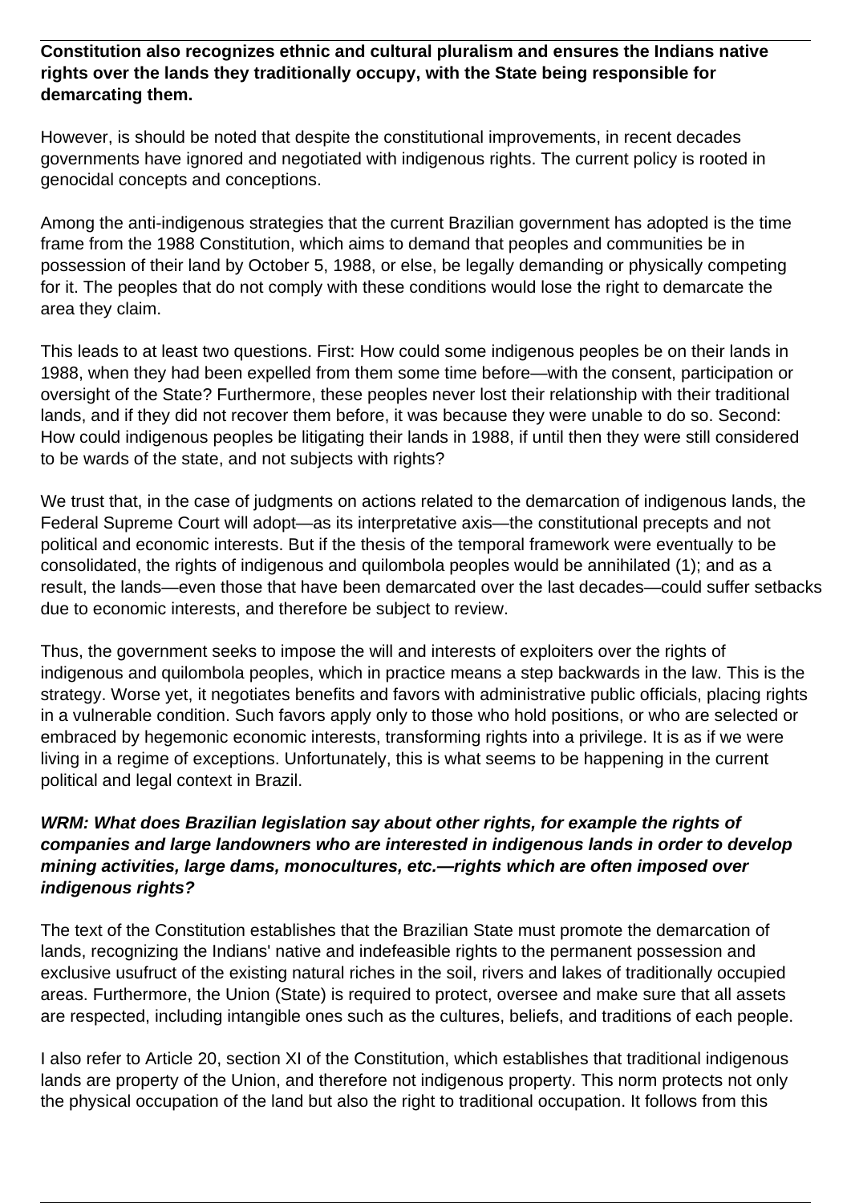**Constitution also recognizes ethnic and cultural pluralism and ensures the Indians native rights over the lands they traditionally occupy, with the State being responsible for demarcating them.**

However, is should be noted that despite the constitutional improvements, in recent decades governments have ignored and negotiated with indigenous rights. The current policy is rooted in genocidal concepts and conceptions.

Among the anti-indigenous strategies that the current Brazilian government has adopted is the time frame from the 1988 Constitution, which aims to demand that peoples and communities be in possession of their land by October 5, 1988, or else, be legally demanding or physically competing for it. The peoples that do not comply with these conditions would lose the right to demarcate the area they claim.

This leads to at least two questions. First: How could some indigenous peoples be on their lands in 1988, when they had been expelled from them some time before—with the consent, participation or oversight of the State? Furthermore, these peoples never lost their relationship with their traditional lands, and if they did not recover them before, it was because they were unable to do so. Second: How could indigenous peoples be litigating their lands in 1988, if until then they were still considered to be wards of the state, and not subjects with rights?

We trust that, in the case of judgments on actions related to the demarcation of indigenous lands, the Federal Supreme Court will adopt—as its interpretative axis—the constitutional precepts and not political and economic interests. But if the thesis of the temporal framework were eventually to be consolidated, the rights of indigenous and quilombola peoples would be annihilated (1); and as a result, the lands—even those that have been demarcated over the last decades—could suffer setbacks due to economic interests, and therefore be subject to review.

Thus, the government seeks to impose the will and interests of exploiters over the rights of indigenous and quilombola peoples, which in practice means a step backwards in the law. This is the strategy. Worse yet, it negotiates benefits and favors with administrative public officials, placing rights in a vulnerable condition. Such favors apply only to those who hold positions, or who are selected or embraced by hegemonic economic interests, transforming rights into a privilege. It is as if we were living in a regime of exceptions. Unfortunately, this is what seems to be happening in the current political and legal context in Brazil.

***WRM: What does Brazilian legislation say about other rights, for example the rights of companies and large landowners who are interested in indigenous lands in order to develop mining activities, large dams, monocultures, etc.—rights which are often imposed over indigenous rights?***

The text of the Constitution establishes that the Brazilian State must promote the demarcation of lands, recognizing the Indians' native and indefeasible rights to the permanent possession and exclusive usufruct of the existing natural riches in the soil, rivers and lakes of traditionally occupied areas. Furthermore, the Union (State) is required to protect, oversee and make sure that all assets are respected, including intangible ones such as the cultures, beliefs, and traditions of each people.

I also refer to Article 20, section XI of the Constitution, which establishes that traditional indigenous lands are property of the Union, and therefore not indigenous property. This norm protects not only the physical occupation of the land but also the right to traditional occupation. It follows from this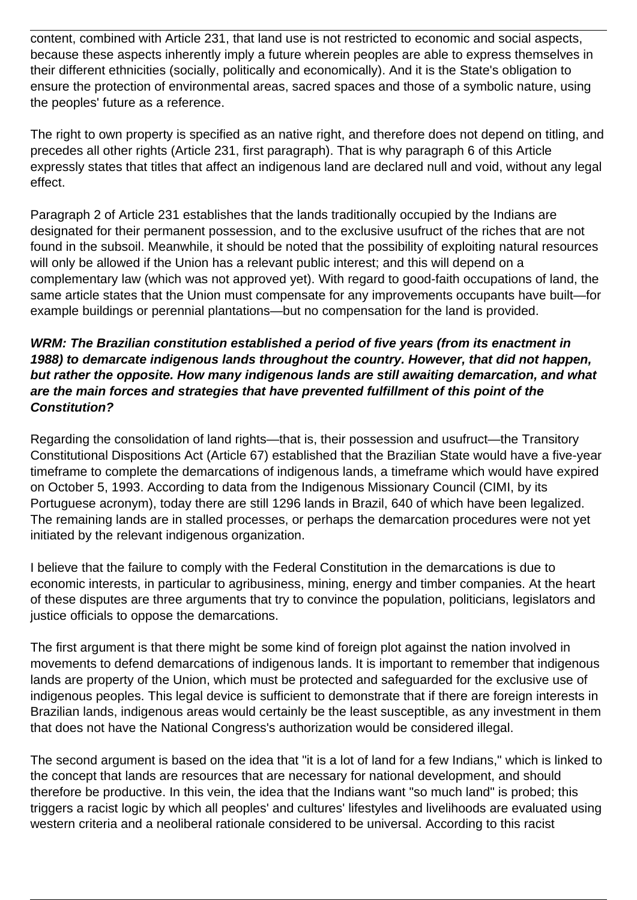content, combined with Article 231, that land use is not restricted to economic and social aspects, because these aspects inherently imply a future wherein peoples are able to express themselves in their different ethnicities (socially, politically and economically). And it is the State's obligation to ensure the protection of environmental areas, sacred spaces and those of a symbolic nature, using the peoples' future as a reference.

The right to own property is specified as an native right, and therefore does not depend on titling, and precedes all other rights (Article 231, first paragraph). That is why paragraph 6 of this Article expressly states that titles that affect an indigenous land are declared null and void, without any legal effect.

Paragraph 2 of Article 231 establishes that the lands traditionally occupied by the Indians are designated for their permanent possession, and to the exclusive usufruct of the riches that are not found in the subsoil. Meanwhile, it should be noted that the possibility of exploiting natural resources will only be allowed if the Union has a relevant public interest; and this will depend on a complementary law (which was not approved yet). With regard to good-faith occupations of land, the same article states that the Union must compensate for any improvements occupants have built—for example buildings or perennial plantations—but no compensation for the land is provided.

***WRM: The Brazilian constitution established a period of five years (from its enactment in 1988) to demarcate indigenous lands throughout the country. However, that did not happen, but rather the opposite. How many indigenous lands are still awaiting demarcation, and what are the main forces and strategies that have prevented fulfillment of this point of the Constitution?***

Regarding the consolidation of land rights—that is, their possession and usufruct—the Transitory Constitutional Dispositions Act (Article 67) established that the Brazilian State would have a five-year timeframe to complete the demarcations of indigenous lands, a timeframe which would have expired on October 5, 1993. According to data from the Indigenous Missionary Council (CIMI, by its Portuguese acronym), today there are still 1296 lands in Brazil, 640 of which have been legalized. The remaining lands are in stalled processes, or perhaps the demarcation procedures were not yet initiated by the relevant indigenous organization.

I believe that the failure to comply with the Federal Constitution in the demarcations is due to economic interests, in particular to agribusiness, mining, energy and timber companies. At the heart of these disputes are three arguments that try to convince the population, politicians, legislators and justice officials to oppose the demarcations.

The first argument is that there might be some kind of foreign plot against the nation involved in movements to defend demarcations of indigenous lands. It is important to remember that indigenous lands are property of the Union, which must be protected and safeguarded for the exclusive use of indigenous peoples. This legal device is sufficient to demonstrate that if there are foreign interests in Brazilian lands, indigenous areas would certainly be the least susceptible, as any investment in them that does not have the National Congress's authorization would be considered illegal.

The second argument is based on the idea that "it is a lot of land for a few Indians," which is linked to the concept that lands are resources that are necessary for national development, and should therefore be productive. In this vein, the idea that the Indians want "so much land" is probed; this triggers a racist logic by which all peoples' and cultures' lifestyles and livelihoods are evaluated using western criteria and a neoliberal rationale considered to be universal. According to this racist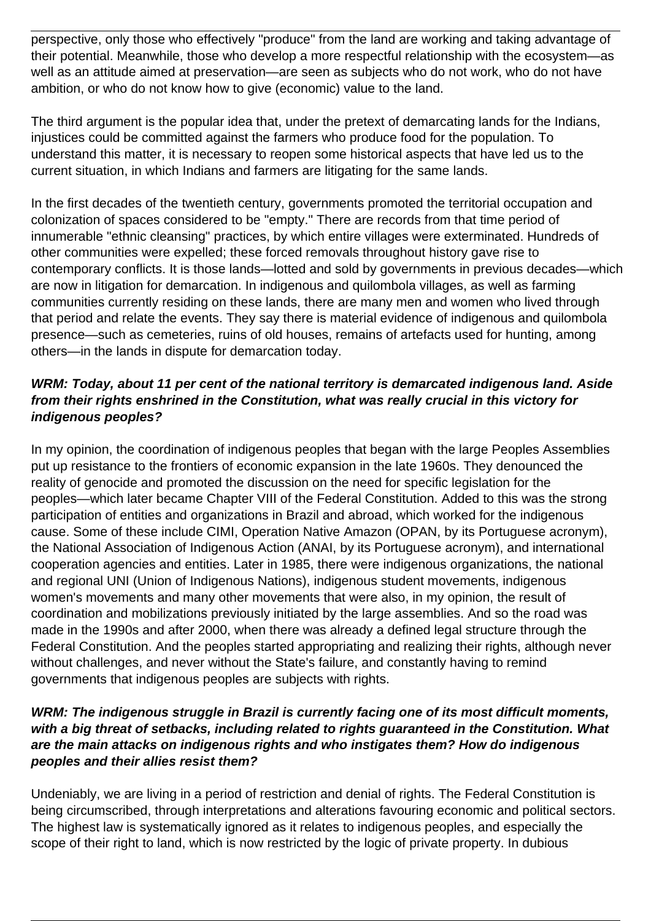perspective, only those who effectively "produce" from the land are working and taking advantage of their potential. Meanwhile, those who develop a more respectful relationship with the ecosystem—as well as an attitude aimed at preservation—are seen as subjects who do not work, who do not have ambition, or who do not know how to give (economic) value to the land.

The third argument is the popular idea that, under the pretext of demarcating lands for the Indians, injustices could be committed against the farmers who produce food for the population. To understand this matter, it is necessary to reopen some historical aspects that have led us to the current situation, in which Indians and farmers are litigating for the same lands.

In the first decades of the twentieth century, governments promoted the territorial occupation and colonization of spaces considered to be "empty." There are records from that time period of innumerable "ethnic cleansing" practices, by which entire villages were exterminated. Hundreds of other communities were expelled; these forced removals throughout history gave rise to contemporary conflicts. It is those lands—lotted and sold by governments in previous decades—which are now in litigation for demarcation. In indigenous and quilombola villages, as well as farming communities currently residing on these lands, there are many men and women who lived through that period and relate the events. They say there is material evidence of indigenous and quilombola presence—such as cemeteries, ruins of old houses, remains of artefacts used for hunting, among others—in the lands in dispute for demarcation today.

***WRM: Today, about 11 per cent of the national territory is demarcated indigenous land. Aside from their rights enshrined in the Constitution, what was really crucial in this victory for indigenous peoples?***

In my opinion, the coordination of indigenous peoples that began with the large Peoples Assemblies put up resistance to the frontiers of economic expansion in the late 1960s. They denounced the reality of genocide and promoted the discussion on the need for specific legislation for the peoples—which later became Chapter VIII of the Federal Constitution. Added to this was the strong participation of entities and organizations in Brazil and abroad, which worked for the indigenous cause. Some of these include CIMI, Operation Native Amazon (OPAN, by its Portuguese acronym), the National Association of Indigenous Action (ANAI, by its Portuguese acronym), and international cooperation agencies and entities. Later in 1985, there were indigenous organizations, the national and regional UNI (Union of Indigenous Nations), indigenous student movements, indigenous women's movements and many other movements that were also, in my opinion, the result of coordination and mobilizations previously initiated by the large assemblies. And so the road was made in the 1990s and after 2000, when there was already a defined legal structure through the Federal Constitution. And the peoples started appropriating and realizing their rights, although never without challenges, and never without the State's failure, and constantly having to remind governments that indigenous peoples are subjects with rights.

***WRM: The indigenous struggle in Brazil is currently facing one of its most difficult moments, with a big threat of setbacks, including related to rights guaranteed in the Constitution. What are the main attacks on indigenous rights and who instigates them? How do indigenous peoples and their allies resist them?***

Undeniably, we are living in a period of restriction and denial of rights. The Federal Constitution is being circumscribed, through interpretations and alterations favouring economic and political sectors. The highest law is systematically ignored as it relates to indigenous peoples, and especially the scope of their right to land, which is now restricted by the logic of private property. In dubious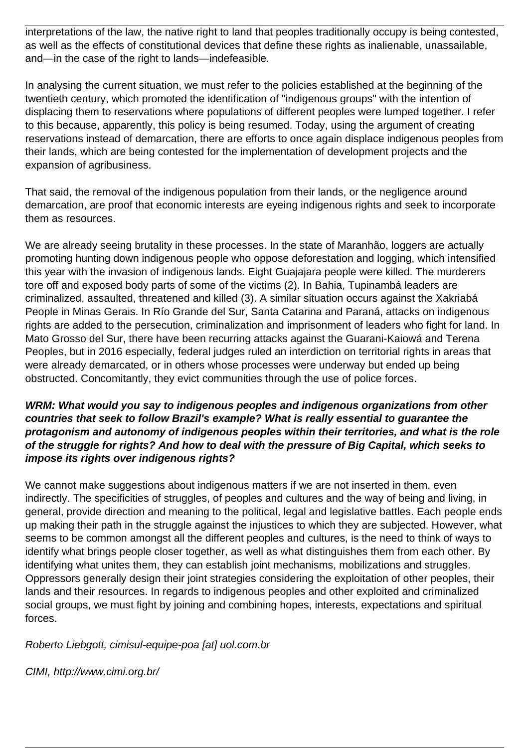interpretations of the law, the native right to land that peoples traditionally occupy is being contested, as well as the effects of constitutional devices that define these rights as inalienable, unassailable, and—in the case of the right to lands—indefeasible.

In analysing the current situation, we must refer to the policies established at the beginning of the twentieth century, which promoted the identification of "indigenous groups" with the intention of displacing them to reservations where populations of different peoples were lumped together. I refer to this because, apparently, this policy is being resumed. Today, using the argument of creating reservations instead of demarcation, there are efforts to once again displace indigenous peoples from their lands, which are being contested for the implementation of development projects and the expansion of agribusiness.

That said, the removal of the indigenous population from their lands, or the negligence around demarcation, are proof that economic interests are eyeing indigenous rights and seek to incorporate them as resources.

We are already seeing brutality in these processes. In the state of Maranhão, loggers are actually promoting hunting down indigenous people who oppose deforestation and logging, which intensified this year with the invasion of indigenous lands. Eight Guajajara people were killed. The murderers tore off and exposed body parts of some of the victims (2). In Bahia, Tupinambá leaders are criminalized, assaulted, threatened and killed (3). A similar situation occurs against the Xakriabá People in Minas Gerais. In Río Grande del Sur, Santa Catarina and Paraná, attacks on indigenous rights are added to the persecution, criminalization and imprisonment of leaders who fight for land. In Mato Grosso del Sur, there have been recurring attacks against the Guarani-Kaiowá and Terena Peoples, but in 2016 especially, federal judges ruled an interdiction on territorial rights in areas that were already demarcated, or in others whose processes were underway but ended up being obstructed. Concomitantly, they evict communities through the use of police forces.

***WRM: What would you say to indigenous peoples and indigenous organizations from other countries that seek to follow Brazil's example? What is really essential to guarantee the protagonism and autonomy of indigenous peoples within their territories, and what is the role of the struggle for rights? And how to deal with the pressure of Big Capital, which seeks to impose its rights over indigenous rights?***

We cannot make suggestions about indigenous matters if we are not inserted in them, even indirectly. The specificities of struggles, of peoples and cultures and the way of being and living, in general, provide direction and meaning to the political, legal and legislative battles. Each people ends up making their path in the struggle against the injustices to which they are subjected. However, what seems to be common amongst all the different peoples and cultures, is the need to think of ways to identify what brings people closer together, as well as what distinguishes them from each other. By identifying what unites them, they can establish joint mechanisms, mobilizations and struggles. Oppressors generally design their joint strategies considering the exploitation of other peoples, their lands and their resources. In regards to indigenous peoples and other exploited and criminalized social groups, we must fight by joining and combining hopes, interests, expectations and spiritual forces.

*Roberto Liebgott, cimisul-equipe-poa [at] uol.com.br*

*CIMI, http://www.cimi.org.br/*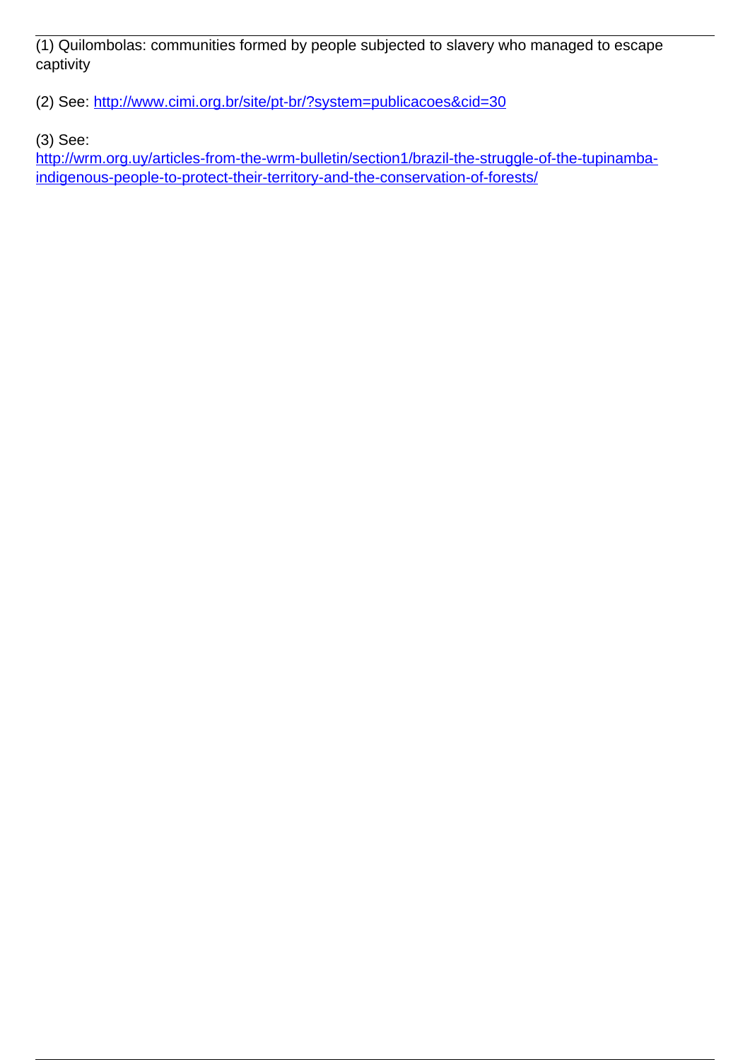(1) Quilombolas: communities formed by people subjected to slavery who managed to escape captivity

(2) See: [http://www.cimi.org.br/site/pt-br/?system=publicacoes&cid=30](http://www.cimi.org.br/site/pt-br/?system=publicacoes&cid=30)

(3) See: [http://wrm.org.uy/articles-from-the-wrm-bulletin/section1/brazil-the-struggle-of-the-tupinamba-indigenous-people-to-protect-their-territory-and-the-conservation-of-forests/](http://wrm.org.uy/articles-from-the-wrm-bulletin/section1/brazil-the-struggle-of-the-tupinamba-indigenous-people-to-protect-their-territory-and-the-conservation-of-forests/)